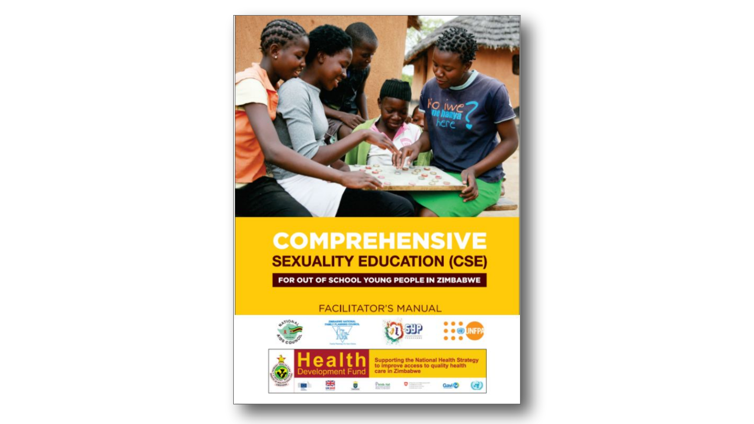# COMPREHENSIVE SEXUALITY EDUCATION (CSE)

## FOR OUT OF SCHOOL YOUNG PEOPLE IN ZIMBABWE

FACILITATOR'S MANUAL

**Health** Development Fund

Supporting the National Health Strategy to improve access to quality health care in Zimbabwe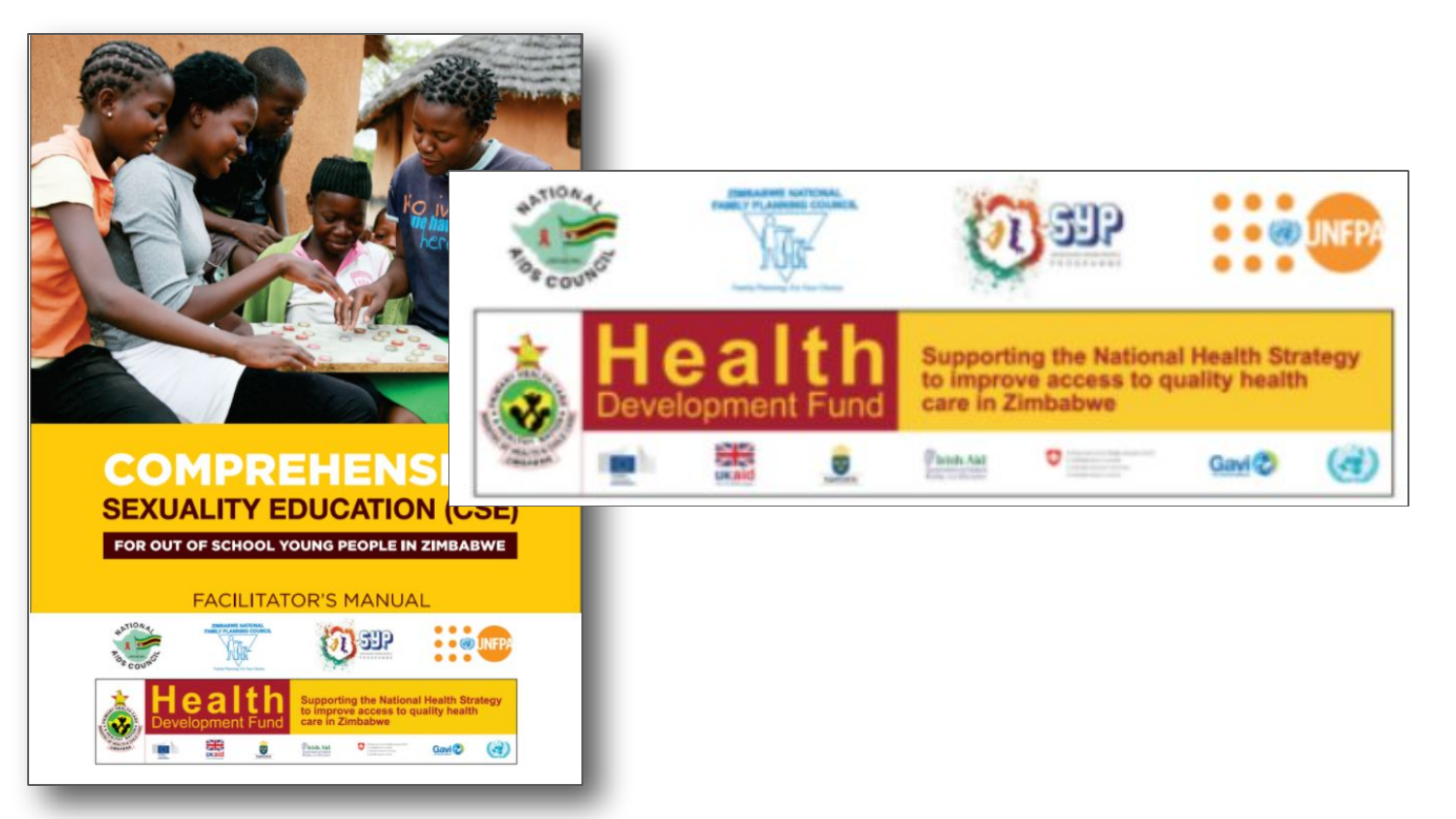# COMPREHENSIVE SEXUALITY EDUCATION (CSE)

**FOR OUT OF SCHOOL YOUNG PEOPLE IN ZIMBABWE**

FACILITATOR'S MANUAL

NATIONAL AIDS COUNCIL

ZIMBABWE NATIONAL FAMILY PLANNING COUNCIL

SYP

UNFPA

**Health Development Fund**

Supporting the National Health Strategy to improve access to quality health care in Zimbabwe

UKaid

Irish Aid

Gavi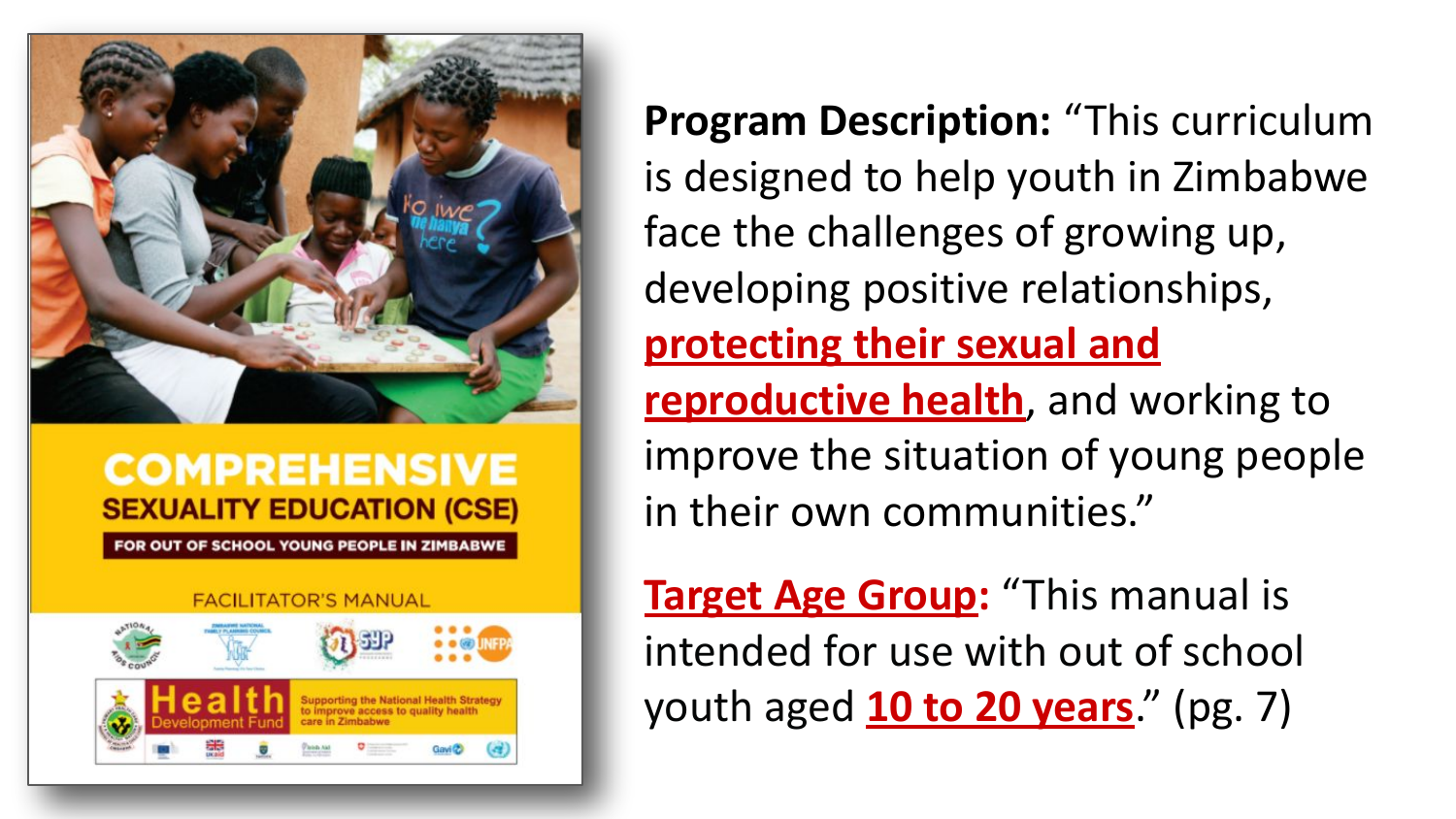**Program Description:** "This curriculum is designed to help youth in Zimbabwe face the challenges of growing up, developing positive relationships, **protecting their sexual and reproductive health**, and working to improve the situation of young people in their own communities."

**Target Age Group:** "This manual is intended for use with out of school youth aged **10 to 20 years**." (pg. 7)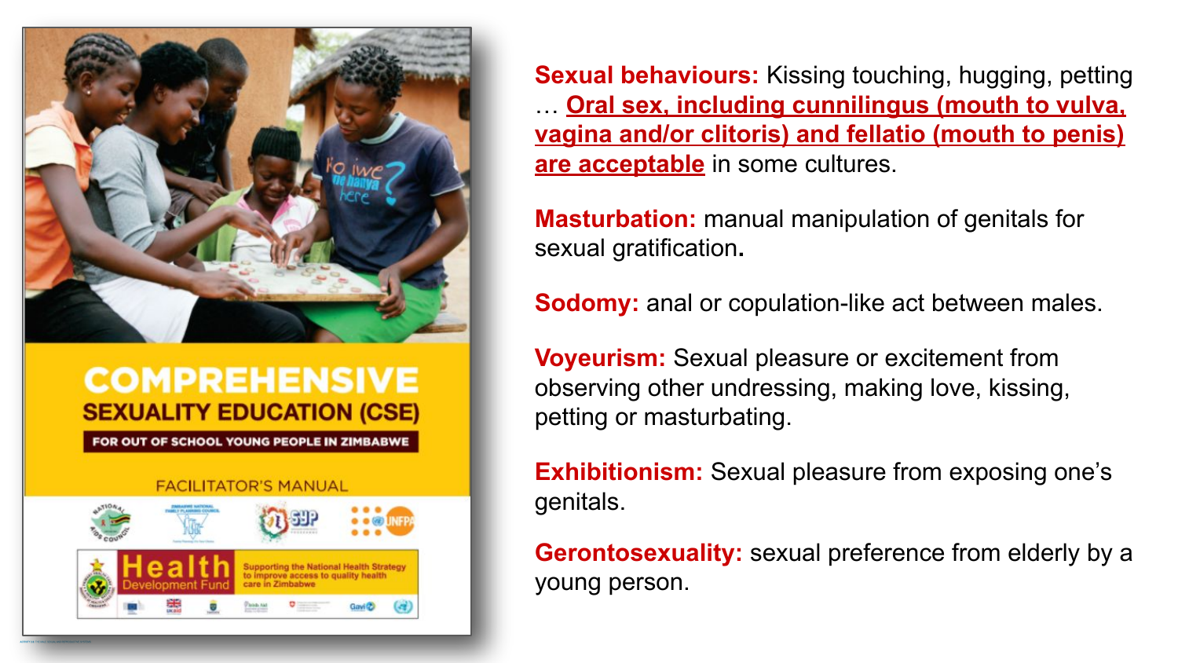COMPREHENSIVE
SEXUALITY EDUCATION (CSE)
FOR OUT OF SCHOOL YOUNG PEOPLE IN ZIMBABWE
FACILITATOR'S MANUAL

Health Development Fund
Supporting the National Health Strategy to improve access to quality health care in Zimbabwe

**Sexual behaviours:** Kissing touching, hugging, petting … **Oral sex, including cunnilingus (mouth to vulva, vagina and/or clitoris) and fellatio (mouth to penis) are acceptable** in some cultures.

**Masturbation:** manual manipulation of genitals for sexual gratification**.**

**Sodomy:** anal or copulation-like act between males.

**Voyeurism:** Sexual pleasure or excitement from observing other undressing, making love, kissing, petting or masturbating.

**Exhibitionism:** Sexual pleasure from exposing one's genitals.

**Gerontosexuality:** sexual preference from elderly by a young person.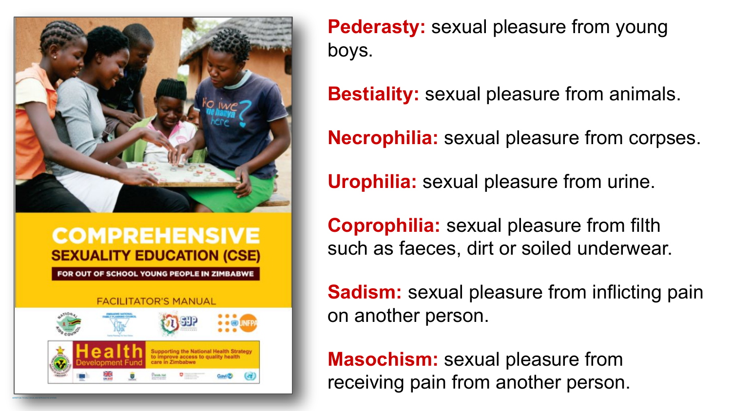COMPREHENSIVE SEXUALITY EDUCATION (CSE)

FOR OUT OF SCHOOL YOUNG PEOPLE IN ZIMBABWE

FACILITATOR'S MANUAL

**Pederasty:** sexual pleasure from young boys.

**Bestiality:** sexual pleasure from animals.

**Necrophilia:** sexual pleasure from corpses.

**Urophilia:** sexual pleasure from urine.

**Coprophilia:** sexual pleasure from filth such as faeces, dirt or soiled underwear.

**Sadism:** sexual pleasure from inflicting pain on another person.

**Masochism:** sexual pleasure from receiving pain from another person.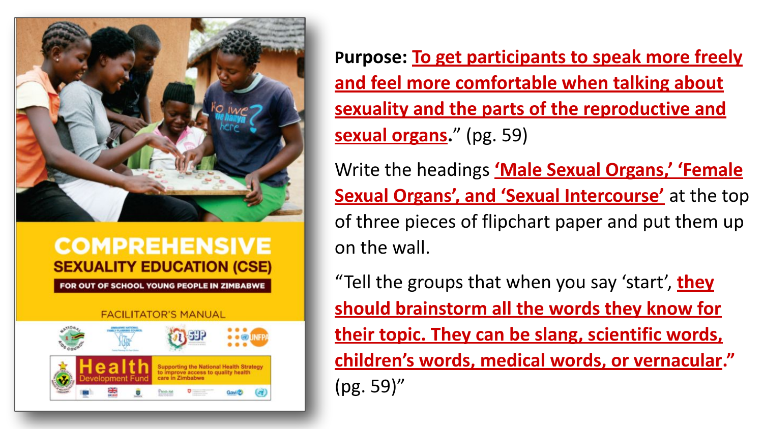COMPREHENSIVE SEXUALITY EDUCATION (CSE)

FOR OUT OF SCHOOL YOUNG PEOPLE IN ZIMBABWE

FACILITATOR'S MANUAL

**Purpose: To get participants to speak more freely and feel more comfortable when talking about sexuality and the parts of the reproductive and sexual organs.**" (pg. 59)

Write the headings **'Male Sexual Organs,' 'Female Sexual Organs', and 'Sexual Intercourse'** at the top of three pieces of flipchart paper and put them up on the wall.

"Tell the groups that when you say 'start', **they should brainstorm all the words they know for their topic. They can be slang, scientific words, children's words, medical words, or vernacular.**" (pg. 59)"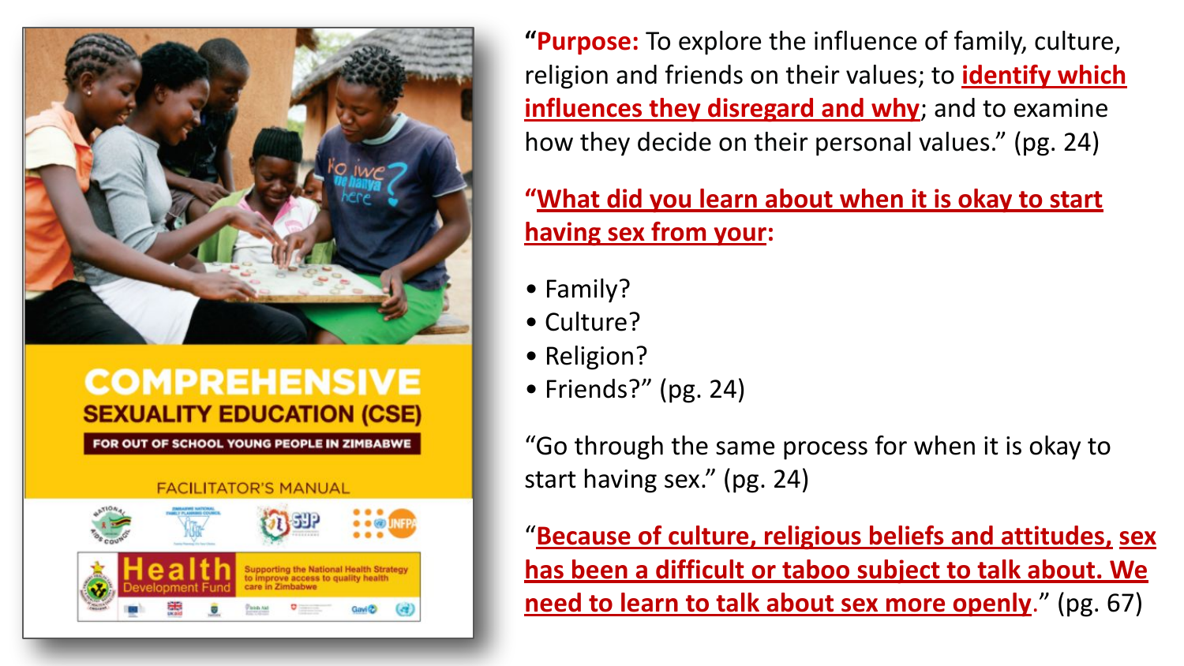COMPREHENSIVE SEXUALITY EDUCATION (CSE)

FOR OUT OF SCHOOL YOUNG PEOPLE IN ZIMBABWE

FACILITATOR'S MANUAL

"**Purpose:** To explore the influence of family, culture, religion and friends on their values; to **identify which influences they disregard and why**; and to examine how they decide on their personal values." (pg. 24)

"**What did you learn about when it is okay to start having sex from your:**

- Family?
- Culture?
- Religion?
- Friends?" (pg. 24)

"Go through the same process for when it is okay to start having sex." (pg. 24)

"**Because of culture, religious beliefs and attitudes, sex has been a difficult or taboo subject to talk about. We need to learn to talk about sex more openly**." (pg. 67)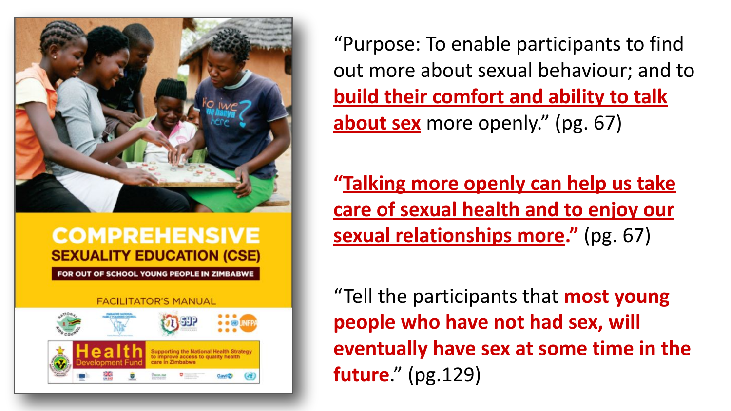“Purpose: To enable participants to find out more about sexual behaviour; and to **build their comfort and ability to talk about sex** more openly.” (pg. 67)

**“Talking more openly can help us take care of sexual health and to enjoy our sexual relationships more.”** (pg. 67)

“Tell the participants that **most young people who have not had sex, will eventually have sex at some time in the future**.” (pg.129)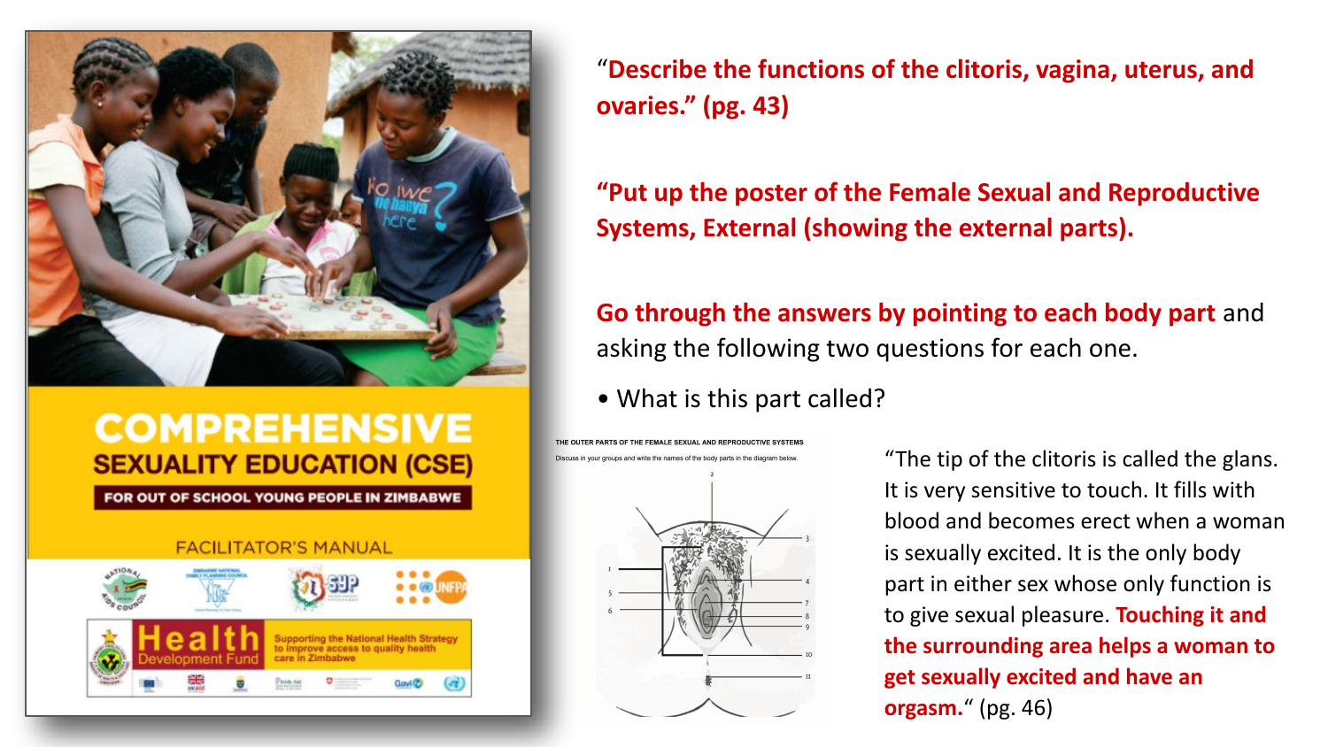COMPREHENSIVE SEXUALITY EDUCATION (CSE)

FOR OUT OF SCHOOL YOUNG PEOPLE IN ZIMBABWE

FACILITATOR'S MANUAL

Health Development Fund

Supporting the National Health Strategy to improve access to quality health care in Zimbabwe

**"Describe the functions of the clitoris, vagina, uterus, and ovaries." (pg. 43)**

**"Put up the poster of the Female Sexual and Reproductive Systems, External (showing the external parts).**

**Go through the answers by pointing to each body part** and asking the following two questions for each one.

- What is this part called?

THE OUTER PARTS OF THE FEMALE SEXUAL AND REPRODUCTIVE SYSTEMS

Discuss in your groups and write the names of the body parts in the diagram below.

"The tip of the clitoris is called the glans. It is very sensitive to touch. It fills with blood and becomes erect when a woman is sexually excited. It is the only body part in either sex whose only function is to give sexual pleasure. **Touching it and the surrounding area helps a woman to get sexually excited and have an orgasm.**" (pg. 46)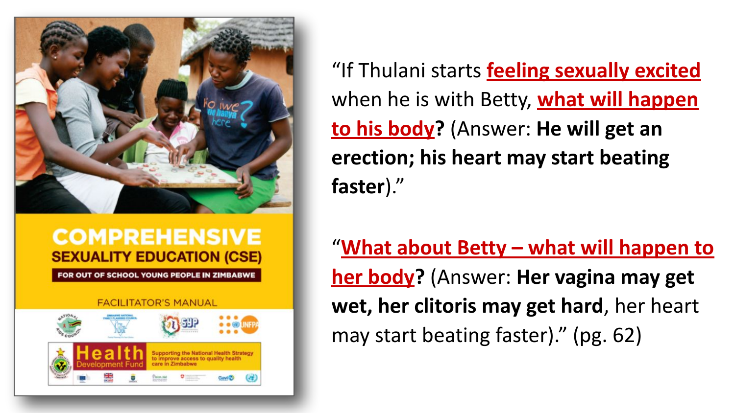**COMPREHENSIVE SEXUALITY EDUCATION (CSE)**

FOR OUT OF SCHOOL YOUNG PEOPLE IN ZIMBABWE

FACILITATOR'S MANUAL

"If Thulani starts **feeling sexually excited** when he is with Betty, **what will happen to his body**? (Answer: **He will get an erection; his heart may start beating faster**)."

"**What about Betty – what will happen to her body**? (Answer: **Her vagina may get wet, her clitoris may get hard**, her heart may start beating faster)." (pg. 62)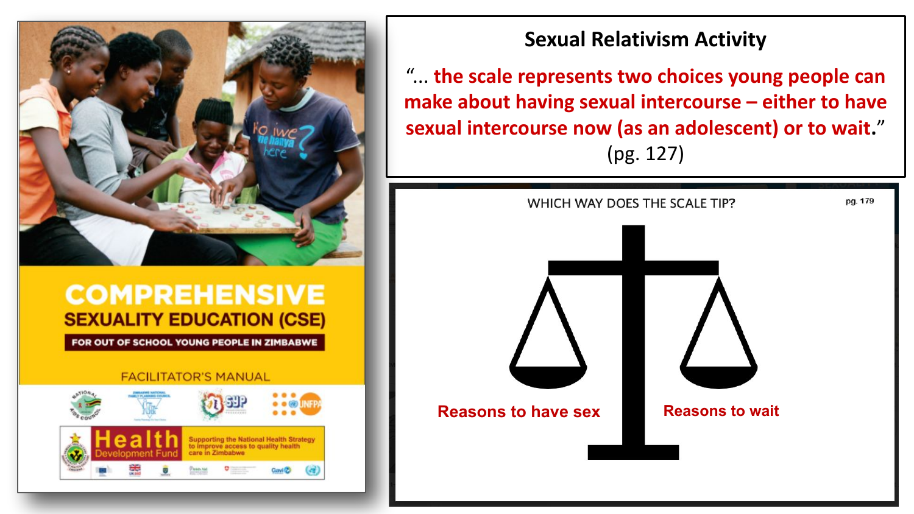COMPREHENSIVE SEXUALITY EDUCATION (CSE)

FOR OUT OF SCHOOL YOUNG PEOPLE IN ZIMBABWE

FACILITATOR'S MANUAL

Health Development Fund

Supporting the National Health Strategy to improve access to quality health care in Zimbabwe

## Sexual Relativism Activity

"... **the scale represents two choices young people can make about having sexual intercourse – either to have sexual intercourse now (as an adolescent) or to wait.**"
(pg. 127)

WHICH WAY DOES THE SCALE TIP?

pg. 179

Reasons to have sex

Reasons to wait